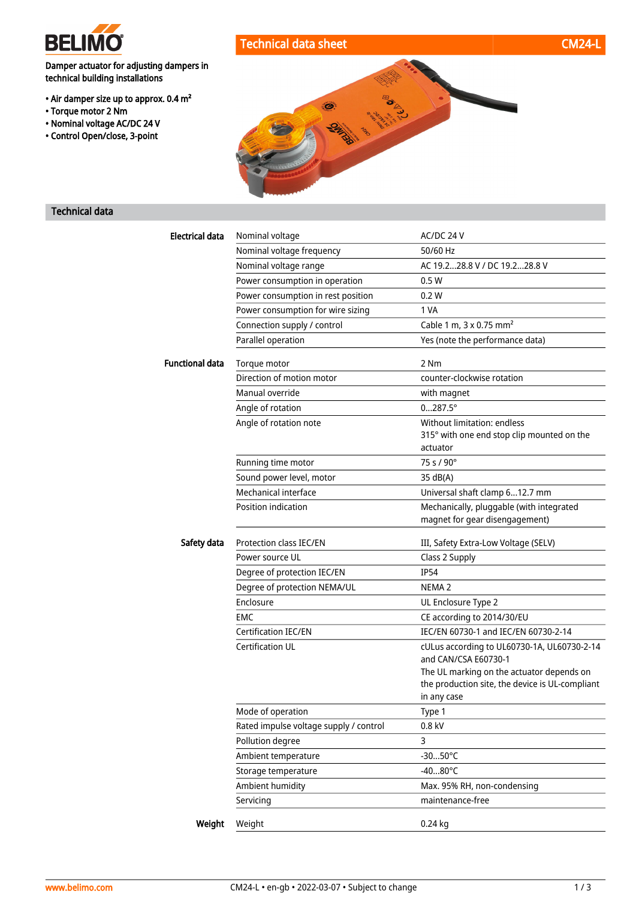# Technical data sheet CM24-L

Damper actuator for adjusting dampers in technical building installations

- Air damper size up to approx. 0.4 m²
- Torque motor 2 Nm
- Nominal voltage AC/DC 24 V
- Control Open/close, 3-point

## Technical data

| | | |
|---|---|---|
| **Electrical data** | Nominal voltage | AC/DC 24 V |
| | Nominal voltage frequency | 50/60 Hz |
| | Nominal voltage range | AC 19.2...28.8 V / DC 19.2...28.8 V |
| | Power consumption in operation | 0.5 W |
| | Power consumption in rest position | 0.2 W |
| | Power consumption for wire sizing | 1 VA |
| | Connection supply / control | Cable 1 m, 3 x 0.75 mm² |
| | Parallel operation | Yes (note the performance data) |
| **Functional data** | Torque motor | 2 Nm |
| | Direction of motion motor | counter-clockwise rotation |
| | Manual override | with magnet |
| | Angle of rotation | 0...287.5° |
| | Angle of rotation note | Without limitation: endless<br>315° with one end stop clip mounted on the actuator |
| | Running time motor | 75 s / 90° |
| | Sound power level, motor | 35 dB(A) |
| | Mechanical interface | Universal shaft clamp 6...12.7 mm |
| | Position indication | Mechanically, pluggable (with integrated magnet for gear disengagement) |
| **Safety data** | Protection class IEC/EN | III, Safety Extra-Low Voltage (SELV) |
| | Power source UL | Class 2 Supply |
| | Degree of protection IEC/EN | IP54 |
| | Degree of protection NEMA/UL | NEMA 2 |
| | Enclosure | UL Enclosure Type 2 |
| | EMC | CE according to 2014/30/EU |
| | Certification IEC/EN | IEC/EN 60730-1 and IEC/EN 60730-2-14 |
| | Certification UL | cULus according to UL60730-1A, UL60730-2-14 and CAN/CSA E60730-1<br>The UL marking on the actuator depends on the production site, the device is UL-compliant in any case |
| | Mode of operation | Type 1 |
| | Rated impulse voltage supply / control | 0.8 kV |
| | Pollution degree | 3 |
| | Ambient temperature | -30...50°C |
| | Storage temperature | -40...80°C |
| | Ambient humidity | Max. 95% RH, non-condensing |
| | Servicing | maintenance-free |
| **Weight** | Weight | 0.24 kg |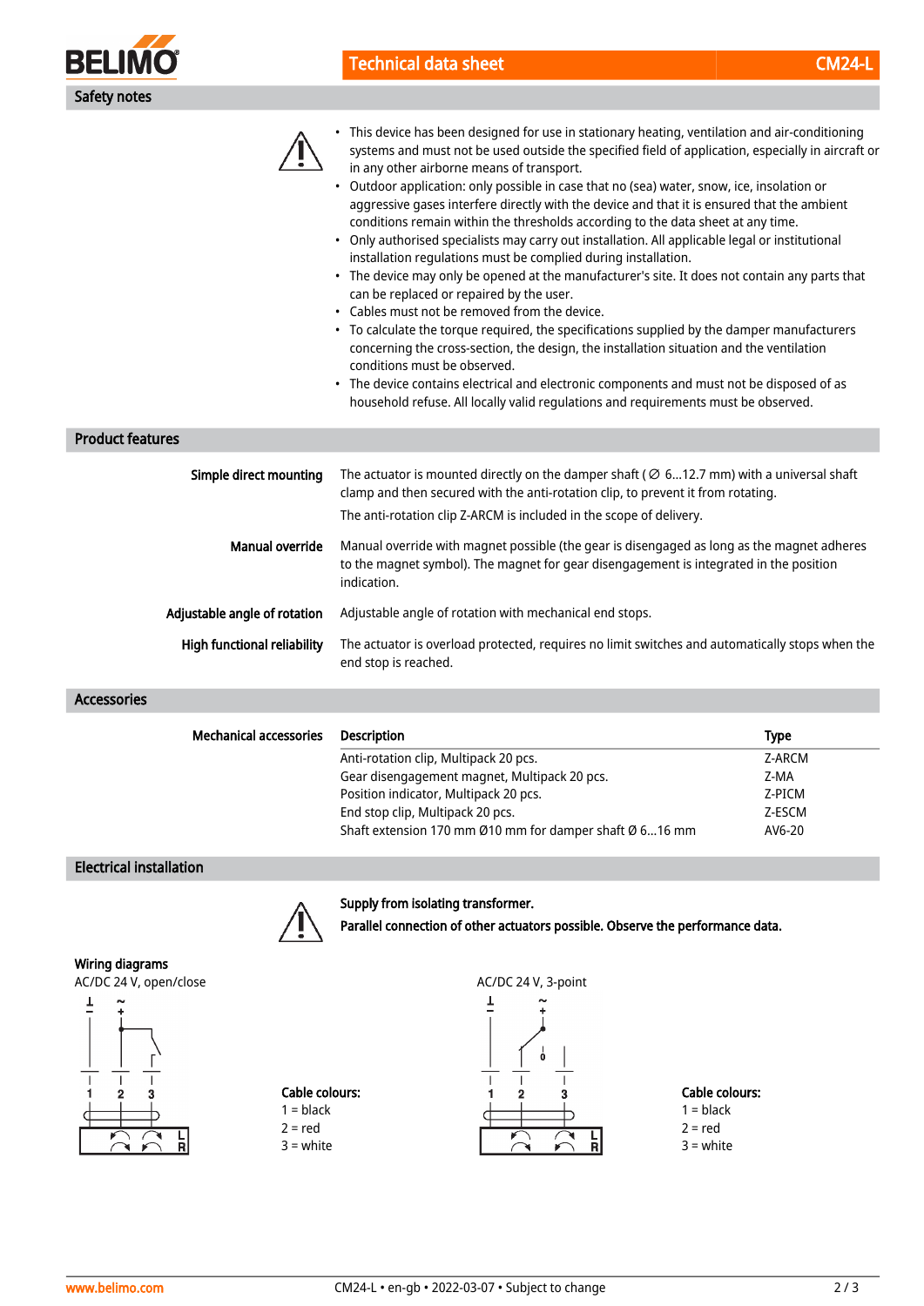## Safety notes

- This device has been designed for use in stationary heating, ventilation and air-conditioning systems and must not be used outside the specified field of application, especially in aircraft or in any other airborne means of transport.
- Outdoor application: only possible in case that no (sea) water, snow, ice, insolation or aggressive gases interfere directly with the device and that it is ensured that the ambient conditions remain within the thresholds according to the data sheet at any time.
- Only authorised specialists may carry out installation. All applicable legal or institutional installation regulations must be complied during installation.
- The device may only be opened at the manufacturer's site. It does not contain any parts that can be replaced or repaired by the user.
- Cables must not be removed from the device.
- To calculate the torque required, the specifications supplied by the damper manufacturers concerning the cross-section, the design, the installation situation and the ventilation conditions must be observed.
- The device contains electrical and electronic components and must not be disposed of as household refuse. All locally valid regulations and requirements must be observed.

## Product features

**Simple direct mounting**

The actuator is mounted directly on the damper shaft (∅ 6...12.7 mm) with a universal shaft clamp and then secured with the anti-rotation clip, to prevent it from rotating.

The anti-rotation clip Z-ARCM is included in the scope of delivery.

**Manual override**

Manual override with magnet possible (the gear is disengaged as long as the magnet adheres to the magnet symbol). The magnet for gear disengagement is integrated in the position indication.

**Adjustable angle of rotation**

Adjustable angle of rotation with mechanical end stops.

**High functional reliability**

The actuator is overload protected, requires no limit switches and automatically stops when the end stop is reached.

## Accessories

**Mechanical accessories**

| Description | Type |
|---|---|
| Anti-rotation clip, Multipack 20 pcs. | Z-ARCM |
| Gear disengagement magnet, Multipack 20 pcs. | Z-MA |
| Position indicator, Multipack 20 pcs. | Z-PICM |
| End stop clip, Multipack 20 pcs. | Z-ESCM |
| Shaft extension 170 mm Ø10 mm for damper shaft Ø 6...16 mm | AV6-20 |

## Electrical installation

**Supply from isolating transformer.**

**Parallel connection of other actuators possible. Observe the performance data.**

### Wiring diagrams

AC/DC 24 V, open/close

**Cable colours:**
1 = black
2 = red
3 = white

AC/DC 24 V, 3-point

**Cable colours:**
1 = black
2 = red
3 = white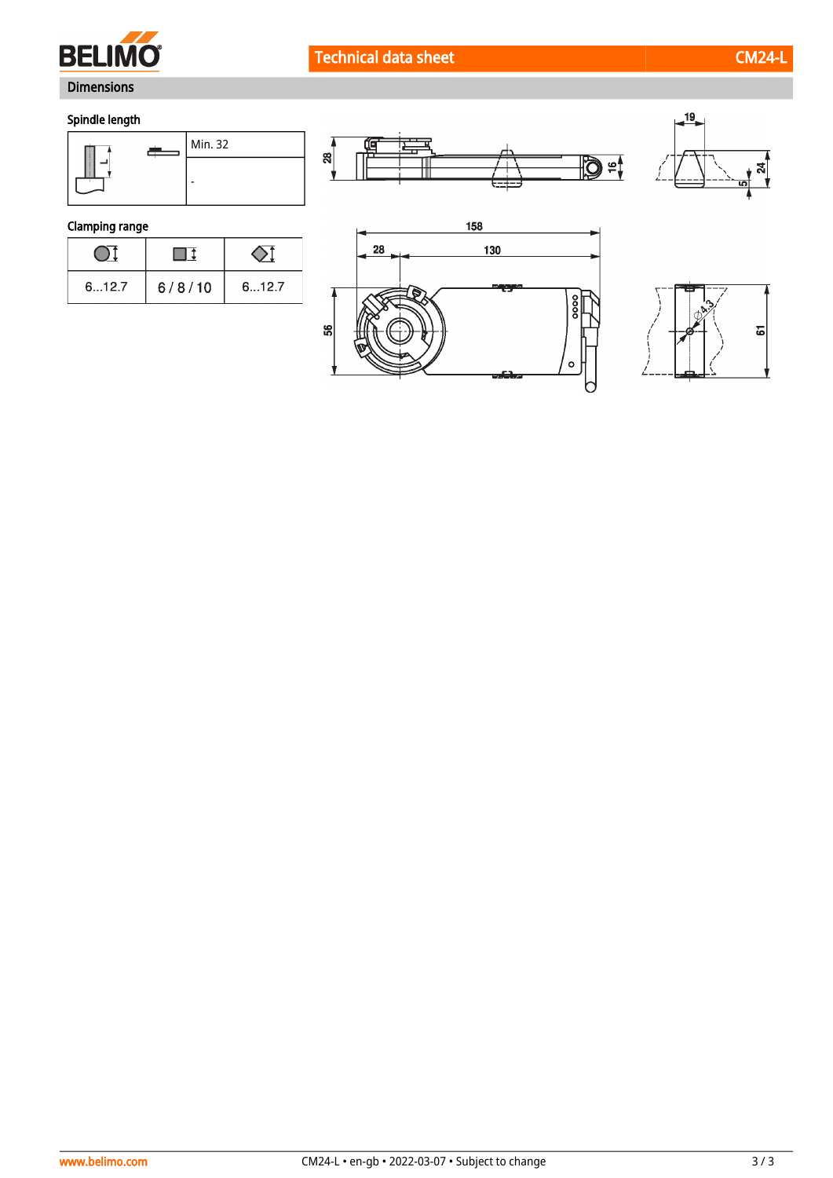## Dimensions

### Spindle length

| | |
|---|---|
| | Min. 32 |
| | - |

### Clamping range

| | | |
|---|---|---|
| 6...12.7 | 6 / 8 / 10 | 6...12.7 |

28

16

19

24

5

158

28

130

56

61

⌀4.3